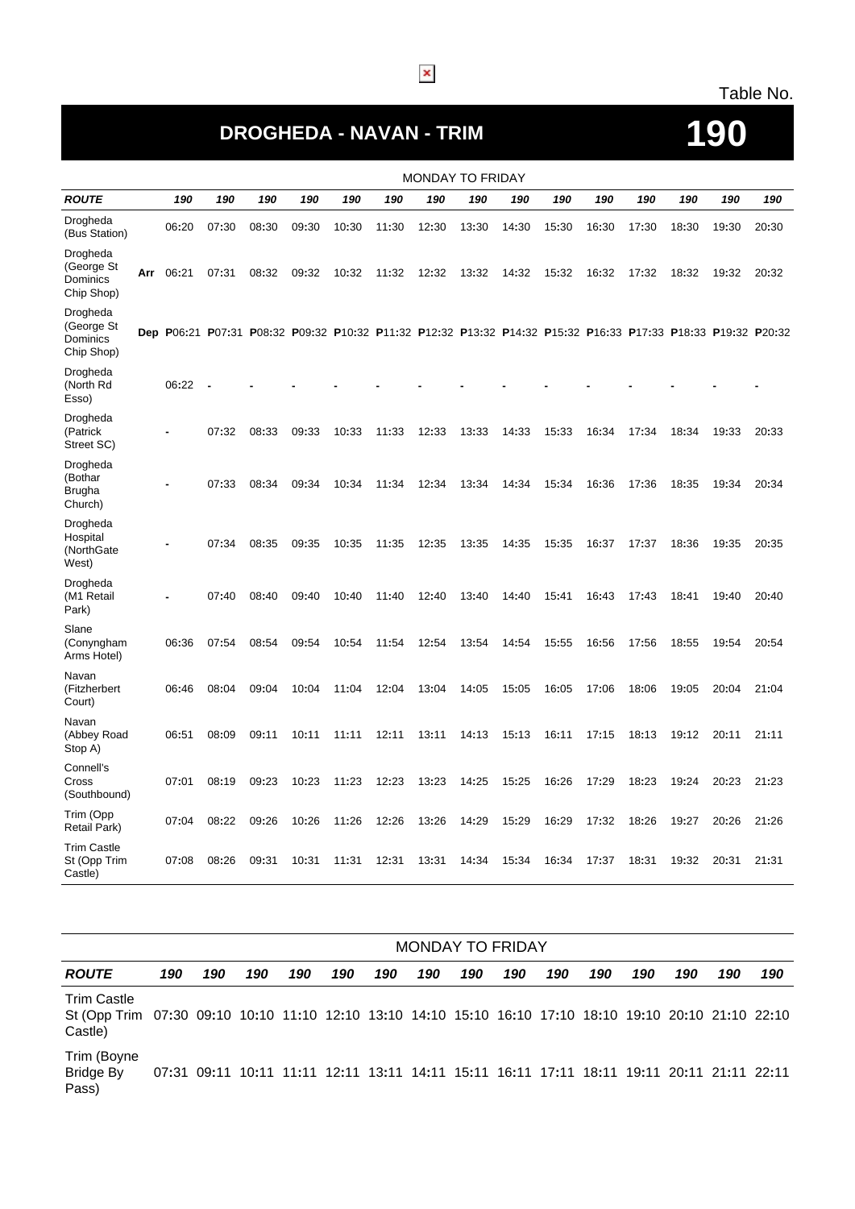Table No.

# DROGHEDA - NAVAN - TRIM

# 190

| MONDAY TO FRIDAY | | | | | | | | | | | | | | | | |
|---|---|---|---|---|---|---|---|---|---|---|---|---|---|---|---|---|
| ***ROUTE*** | | ***190*** | ***190*** | ***190*** | ***190*** | ***190*** | ***190*** | ***190*** | ***190*** | ***190*** | ***190*** | ***190*** | ***190*** | ***190*** | ***190*** | ***190*** |
| Drogheda (Bus Station) | | 06:20 | 07:30 | 08:30 | 09:30 | 10:30 | 11:30 | 12:30 | 13:30 | 14:30 | 15:30 | 16:30 | 17:30 | 18:30 | 19:30 | 20:30 |
| Drogheda (George St Dominics Chip Shop) | **Arr** | 06:21 | 07:31 | 08:32 | 09:32 | 10:32 | 11:32 | 12:32 | 13:32 | 14:32 | 15:32 | 16:32 | 17:32 | 18:32 | 19:32 | 20:32 |
| Drogheda (George St Dominics Chip Shop) | **Dep** | **P**06:21 | **P**07:31 | **P**08:32 | **P**09:32 | **P**10:32 | **P**11:32 | **P**12:32 | **P**13:32 | **P**14:32 | **P**15:32 | **P**16:33 | **P**17:33 | **P**18:33 | **P**19:32 | **P**20:32 |
| Drogheda (North Rd Esso) | | 06:22 | - | - | - | - | - | - | - | - | - | - | - | - | - | - |
| Drogheda (Patrick Street SC) | | - | 07:32 | 08:33 | 09:33 | 10:33 | 11:33 | 12:33 | 13:33 | 14:33 | 15:33 | 16:34 | 17:34 | 18:34 | 19:33 | 20:33 |
| Drogheda (Bothar Brugha Church) | | - | 07:33 | 08:34 | 09:34 | 10:34 | 11:34 | 12:34 | 13:34 | 14:34 | 15:34 | 16:36 | 17:36 | 18:35 | 19:34 | 20:34 |
| Drogheda Hospital (NorthGate West) | | - | 07:34 | 08:35 | 09:35 | 10:35 | 11:35 | 12:35 | 13:35 | 14:35 | 15:35 | 16:37 | 17:37 | 18:36 | 19:35 | 20:35 |
| Drogheda (M1 Retail Park) | | - | 07:40 | 08:40 | 09:40 | 10:40 | 11:40 | 12:40 | 13:40 | 14:40 | 15:41 | 16:43 | 17:43 | 18:41 | 19:40 | 20:40 |
| Slane (Conyngham Arms Hotel) | | 06:36 | 07:54 | 08:54 | 09:54 | 10:54 | 11:54 | 12:54 | 13:54 | 14:54 | 15:55 | 16:56 | 17:56 | 18:55 | 19:54 | 20:54 |
| Navan (Fitzherbert Court) | | 06:46 | 08:04 | 09:04 | 10:04 | 11:04 | 12:04 | 13:04 | 14:05 | 15:05 | 16:05 | 17:06 | 18:06 | 19:05 | 20:04 | 21:04 |
| Navan (Abbey Road Stop A) | | 06:51 | 08:09 | 09:11 | 10:11 | 11:11 | 12:11 | 13:11 | 14:13 | 15:13 | 16:11 | 17:15 | 18:13 | 19:12 | 20:11 | 21:11 |
| Connell's Cross (Southbound) | | 07:01 | 08:19 | 09:23 | 10:23 | 11:23 | 12:23 | 13:23 | 14:25 | 15:25 | 16:26 | 17:29 | 18:23 | 19:24 | 20:23 | 21:23 |
| Trim (Opp Retail Park) | | 07:04 | 08:22 | 09:26 | 10:26 | 11:26 | 12:26 | 13:26 | 14:29 | 15:29 | 16:29 | 17:32 | 18:26 | 19:27 | 20:26 | 21:26 |
| Trim Castle St (Opp Trim Castle) | | 07:08 | 08:26 | 09:31 | 10:31 | 11:31 | 12:31 | 13:31 | 14:34 | 15:34 | 16:34 | 17:37 | 18:31 | 19:32 | 20:31 | 21:31 |

| MONDAY TO FRIDAY | | | | | | | | | | | | | | | |
|---|---|---|---|---|---|---|---|---|---|---|---|---|---|---|---|
| ***ROUTE*** | ***190*** | ***190*** | ***190*** | ***190*** | ***190*** | ***190*** | ***190*** | ***190*** | ***190*** | ***190*** | ***190*** | ***190*** | ***190*** | ***190*** | ***190*** |
| Trim Castle St (Opp Trim Castle) | 07:30 | 09:10 | 10:10 | 11:10 | 12:10 | 13:10 | 14:10 | 15:10 | 16:10 | 17:10 | 18:10 | 19:10 | 20:10 | 21:10 | 22:10 |
| Trim (Boyne Bridge By Pass) | 07:31 | 09:11 | 10:11 | 11:11 | 12:11 | 13:11 | 14:11 | 15:11 | 16:11 | 17:11 | 18:11 | 19:11 | 20:11 | 21:11 | 22:11 |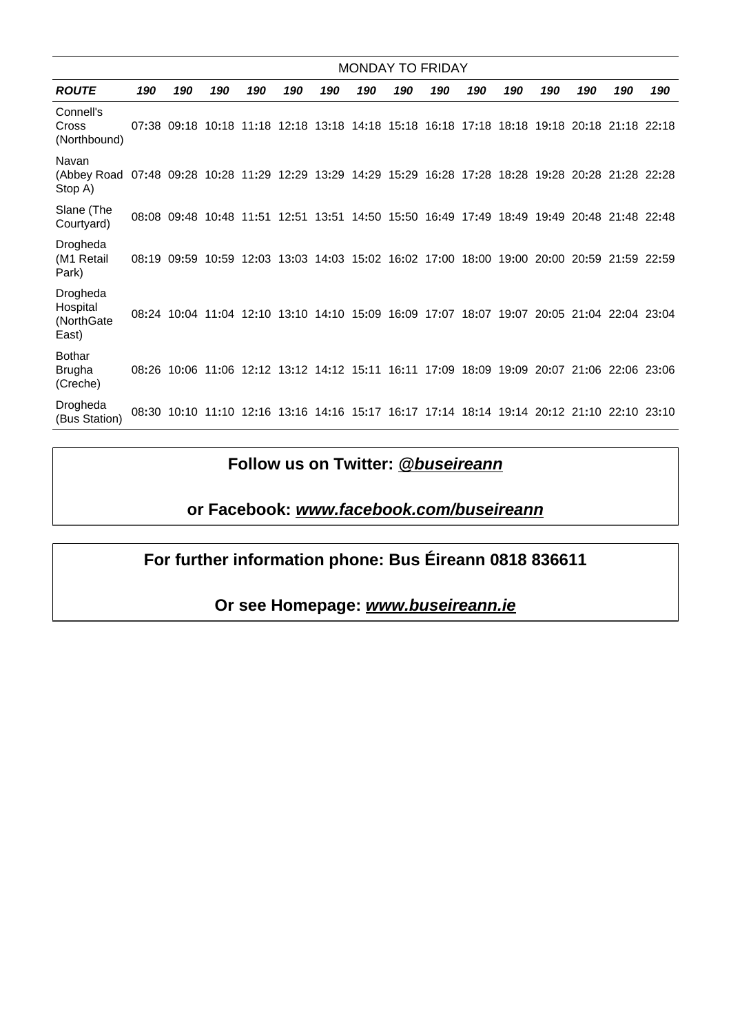| | MONDAY TO FRIDAY | | | | | | | | | | | | | | |
|---|---|---|---|---|---|---|---|---|---|---|---|---|---|---|---|
| ***ROUTE*** | ***190*** | ***190*** | ***190*** | ***190*** | ***190*** | ***190*** | ***190*** | ***190*** | ***190*** | ***190*** | ***190*** | ***190*** | ***190*** | ***190*** | ***190*** |
| Connell's Cross (Northbound) | 07:38 | 09:18 | 10:18 | 11:18 | 12:18 | 13:18 | 14:18 | 15:18 | 16:18 | 17:18 | 18:18 | 19:18 | 20:18 | 21:18 | 22:18 |
| Navan (Abbey Road Stop A) | 07:48 | 09:28 | 10:28 | 11:29 | 12:29 | 13:29 | 14:29 | 15:29 | 16:28 | 17:28 | 18:28 | 19:28 | 20:28 | 21:28 | 22:28 |
| Slane (The Courtyard) | 08:08 | 09:48 | 10:48 | 11:51 | 12:51 | 13:51 | 14:50 | 15:50 | 16:49 | 17:49 | 18:49 | 19:49 | 20:48 | 21:48 | 22:48 |
| Drogheda (M1 Retail Park) | 08:19 | 09:59 | 10:59 | 12:03 | 13:03 | 14:03 | 15:02 | 16:02 | 17:00 | 18:00 | 19:00 | 20:00 | 20:59 | 21:59 | 22:59 |
| Drogheda Hospital (NorthGate East) | 08:24 | 10:04 | 11:04 | 12:10 | 13:10 | 14:10 | 15:09 | 16:09 | 17:07 | 18:07 | 19:07 | 20:05 | 21:04 | 22:04 | 23:04 |
| Bothar Brugha (Creche) | 08:26 | 10:06 | 11:06 | 12:12 | 13:12 | 14:12 | 15:11 | 16:11 | 17:09 | 18:09 | 19:09 | 20:07 | 21:06 | 22:06 | 23:06 |
| Drogheda (Bus Station) | 08:30 | 10:10 | 11:10 | 12:16 | 13:16 | 14:16 | 15:17 | 16:17 | 17:14 | 18:14 | 19:14 | 20:12 | 21:10 | 22:10 | 23:10 |

**Follow us on Twitter: *@buseireann***

**or Facebook: *www.facebook.com/buseireann***

**For further information phone: Bus Éireann 0818 836611**

**Or see Homepage: *www.buseireann.ie***